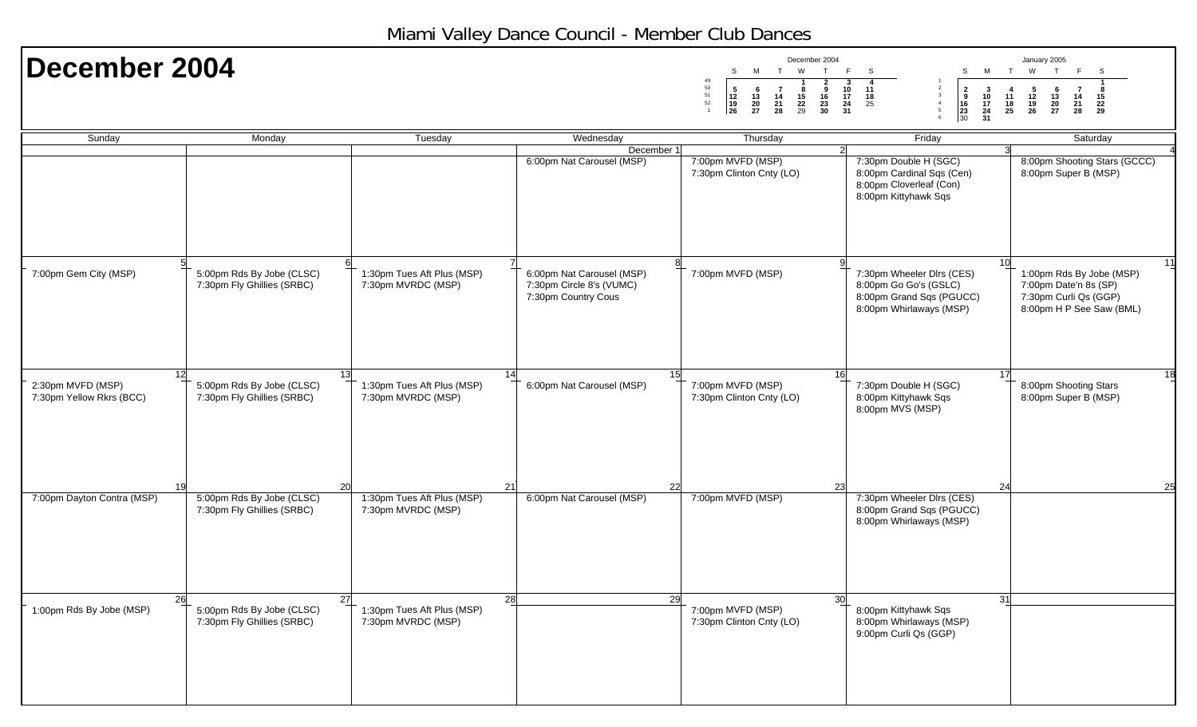# Miami Valley Dance Council - Member Club Dances

## December 2004

**December 2004**

| | S | M | T | W | T | F | S |
|---|---|---|---|---|---|---|---|
| 49 | | | | 1 | 2 | 3 | 4 |
| 50 | 5 | 6 | 7 | 8 | 9 | 10 | 11 |
| 51 | 12 | 13 | 14 | 15 | 16 | 17 | 18 |
| 52 | 19 | 20 | 21 | 22 | 23 | 24 | 25 |
| 1 | 26 | 27 | 28 | 29 | 30 | 31 | |

**January 2005**

| | S | M | T | W | T | F | S |
|---|---|---|---|---|---|---|---|
| 1 | | | | | | | 1 |
| 2 | 2 | 3 | 4 | 5 | 6 | 7 | 8 |
| 3 | 9 | 10 | 11 | 12 | 13 | 14 | 15 |
| 4 | 16 | 17 | 18 | 19 | 20 | 21 | 22 |
| 5 | 23 | 24 | 25 | 26 | 27 | 28 | 29 |
| 6 | 30 | 31 | | | | | |

| Sunday | Monday | Tuesday | Wednesday | Thursday | Friday | Saturday |
|---|---|---|---|---|---|---|
| | | | December 1<br>6:00pm Nat Carousel (MSP) | 2<br>7:00pm MVFD (MSP)<br>7:30pm Clinton Cnty (LO) | 3<br>7:30pm Double H (SGC)<br>8:00pm Cardinal Sqs (Cen)<br>8:00pm Cloverleaf (Con)<br>8:00pm Kittyhawk Sqs | 4<br>8:00pm Shooting Stars (GCCC)<br>8:00pm Super B (MSP) |
| 5<br>7:00pm Gem City (MSP) | 6<br>5:00pm Rds By Jobe (CLSC)<br>7:30pm Fly Ghillies (SRBC) | 7<br>1:30pm Tues Aft Plus (MSP)<br>7:30pm MVRDC (MSP) | 8<br>6:00pm Nat Carousel (MSP)<br>7:30pm Circle 8's (VUMC)<br>7:30pm Country Cous | 9<br>7:00pm MVFD (MSP) | 10<br>7:30pm Wheeler Dlrs (CES)<br>8:00pm Go Go's (GSLC)<br>8:00pm Grand Sqs (PGUCC)<br>8:00pm Whirlaways (MSP) | 11<br>1:00pm Rds By Jobe (MSP)<br>7:00pm Date'n 8s (SP)<br>7:30pm Curli Qs (GGP)<br>8:00pm H P See Saw (BML) |
| 12<br>2:30pm MVFD (MSP)<br>7:30pm Yellow Rkrs (BCC) | 13<br>5:00pm Rds By Jobe (CLSC)<br>7:30pm Fly Ghillies (SRBC) | 14<br>1:30pm Tues Aft Plus (MSP)<br>7:30pm MVRDC (MSP) | 15<br>6:00pm Nat Carousel (MSP) | 16<br>7:00pm MVFD (MSP)<br>7:30pm Clinton Cnty (LO) | 17<br>7:30pm Double H (SGC)<br>8:00pm Kittyhawk Sqs<br>8:00pm MVS (MSP) | 18<br>8:00pm Shooting Stars<br>8:00pm Super B (MSP) |
| 19<br>7:00pm Dayton Contra (MSP) | 20<br>5:00pm Rds By Jobe (CLSC)<br>7:30pm Fly Ghillies (SRBC) | 21<br>1:30pm Tues Aft Plus (MSP)<br>7:30pm MVRDC (MSP) | 22<br>6:00pm Nat Carousel (MSP) | 23<br>7:00pm MVFD (MSP) | 24<br>7:30pm Wheeler Dlrs (CES)<br>8:00pm Grand Sqs (PGUCC)<br>8:00pm Whirlaways (MSP) | 25 |
| 26<br>1:00pm Rds By Jobe (MSP) | 27<br>5:00pm Rds By Jobe (CLSC)<br>7:30pm Fly Ghillies (SRBC) | 28<br>1:30pm Tues Aft Plus (MSP)<br>7:30pm MVRDC (MSP) | 29 | 30<br>7:00pm MVFD (MSP)<br>7:30pm Clinton Cnty (LO) | 31<br>8:00pm Kittyhawk Sqs<br>8:00pm Whirlaways (MSP)<br>9:00pm Curli Qs (GGP) | |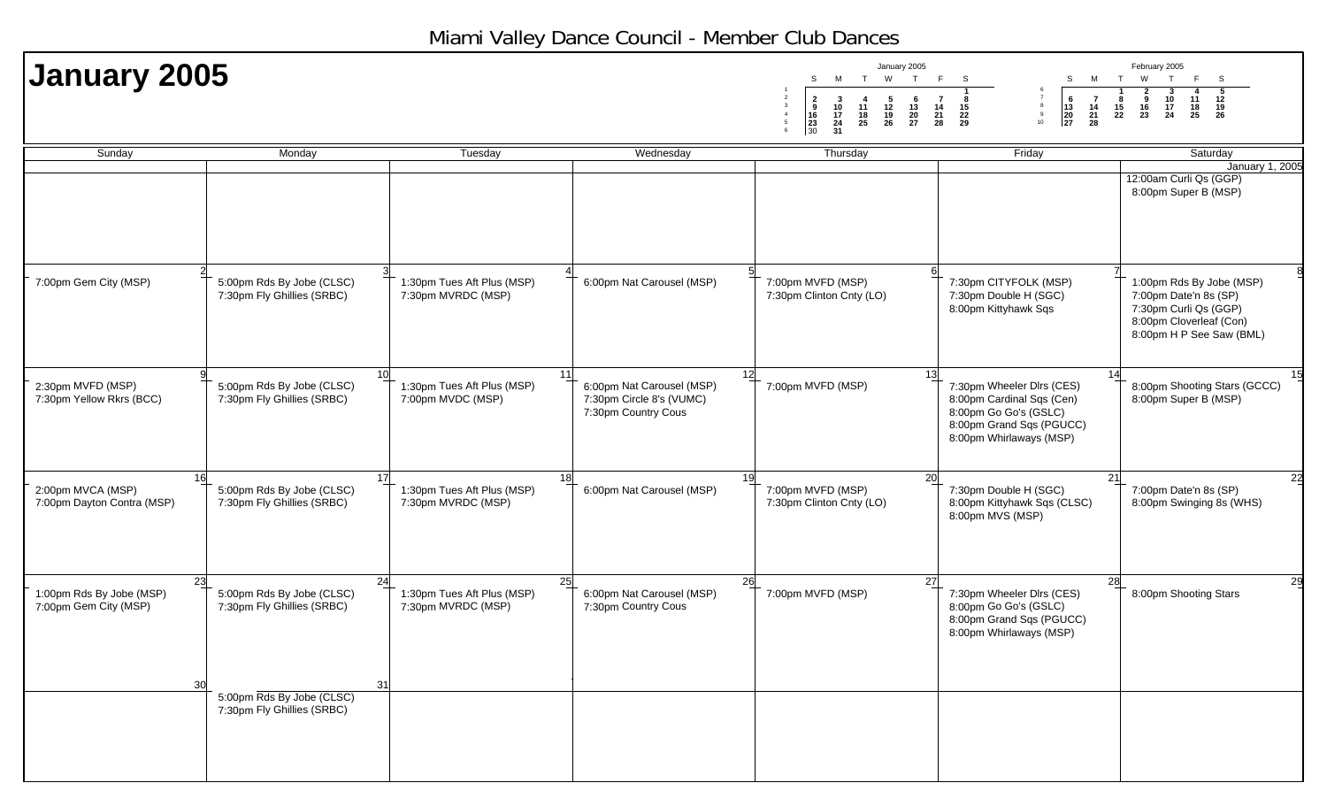Miami Valley Dance Council - Member Club Dances

# January 2005

January 2005

| S | M | T | W | T | F | S |
|---|---|---|---|---|---|---|
| | | | | | | 1 |
| 2 | 3 | 4 | 5 | 6 | 7 | 8 |
| 9 | 10 | 11 | 12 | 13 | 14 | 15 |
| 16 | 17 | 18 | 19 | 20 | 21 | 22 |
| 23 | 24 | 25 | 26 | 27 | 28 | 29 |
| 30 | 31 | | | | | |

February 2005

| S | M | T | W | T | F | S |
|---|---|---|---|---|---|---|
| | | 1 | 2 | 3 | 4 | 5 |
| 6 | 7 | 8 | 9 | 10 | 11 | 12 |
| 13 | 14 | 15 | 16 | 17 | 18 | 19 |
| 20 | 21 | 22 | 23 | 24 | 25 | 26 |
| 27 | 28 | | | | | |

| Sunday | Monday | Tuesday | Wednesday | Thursday | Friday | Saturday |
|---|---|---|---|---|---|---|
| | | | | | | January 1, 2005<br>12:00am Curli Qs (GGP)<br>8:00pm Super B (MSP) |
| 2<br>7:00pm Gem City (MSP) | 3<br>5:00pm Rds By Jobe (CLSC)<br>7:30pm Fly Ghillies (SRBC) | 4<br>1:30pm Tues Aft Plus (MSP)<br>7:30pm MVRDC (MSP) | 5<br>6:00pm Nat Carousel (MSP) | 6<br>7:00pm MVFD (MSP)<br>7:30pm Clinton Cnty (LO) | 7<br>7:30pm CITYFOLK (MSP)<br>7:30pm Double H (SGC)<br>8:00pm Kittyhawk Sqs | 8<br>1:00pm Rds By Jobe (MSP)<br>7:00pm Date'n 8s (SP)<br>7:30pm Curli Qs (GGP)<br>8:00pm Cloverleaf (Con)<br>8:00pm H P See Saw (BML) |
| 9<br>2:30pm MVFD (MSP)<br>7:30pm Yellow Rkrs (BCC) | 10<br>5:00pm Rds By Jobe (CLSC)<br>7:30pm Fly Ghillies (SRBC) | 11<br>1:30pm Tues Aft Plus (MSP)<br>7:00pm MVDC (MSP) | 12<br>6:00pm Nat Carousel (MSP)<br>7:30pm Circle 8's (VUMC)<br>7:30pm Country Cous | 13<br>7:00pm MVFD (MSP) | 14<br>7:30pm Wheeler Dlrs (CES)<br>8:00pm Cardinal Sqs (Cen)<br>8:00pm Go Go's (GSLC)<br>8:00pm Grand Sqs (PGUCC)<br>8:00pm Whirlaways (MSP) | 15<br>8:00pm Shooting Stars (GCCC)<br>8:00pm Super B (MSP) |
| 16<br>2:00pm MVCA (MSP)<br>7:00pm Dayton Contra (MSP) | 17<br>5:00pm Rds By Jobe (CLSC)<br>7:30pm Fly Ghillies (SRBC) | 18<br>1:30pm Tues Aft Plus (MSP)<br>7:30pm MVRDC (MSP) | 19<br>6:00pm Nat Carousel (MSP) | 20<br>7:00pm MVFD (MSP)<br>7:30pm Clinton Cnty (LO) | 21<br>7:30pm Double H (SGC)<br>8:00pm Kittyhawk Sqs (CLSC)<br>8:00pm MVS (MSP) | 22<br>7:00pm Date'n 8s (SP)<br>8:00pm Swinging 8s (WHS) |
| 23<br>1:00pm Rds By Jobe (MSP)<br>7:00pm Gem City (MSP) | 24<br>5:00pm Rds By Jobe (CLSC)<br>7:30pm Fly Ghillies (SRBC) | 25<br>1:30pm Tues Aft Plus (MSP)<br>7:30pm MVRDC (MSP) | 26<br>6:00pm Nat Carousel (MSP)<br>7:30pm Country Cous | 27<br>7:00pm MVFD (MSP) | 28<br>7:30pm Wheeler Dlrs (CES)<br>8:00pm Go Go's (GSLC)<br>8:00pm Grand Sqs (PGUCC)<br>8:00pm Whirlaways (MSP) | 29<br>8:00pm Shooting Stars |
| 30 | 31<br>5:00pm Rds By Jobe (CLSC)<br>7:30pm Fly Ghillies (SRBC) | | | | | |